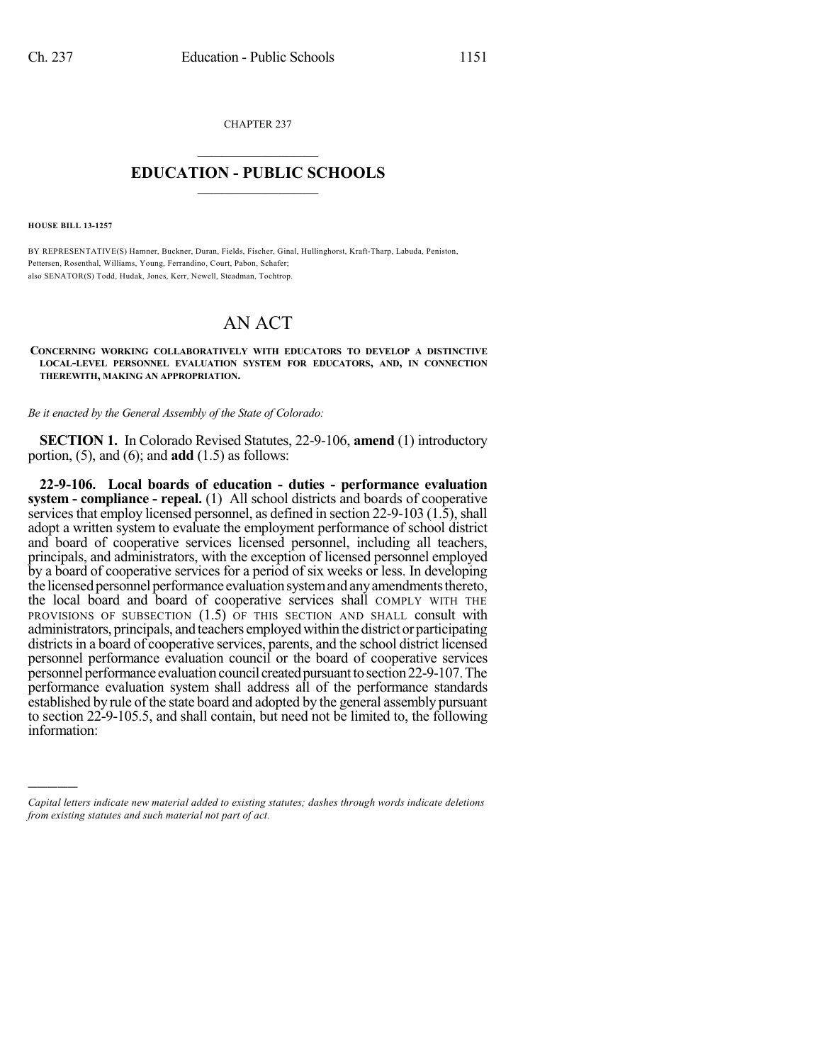CHAPTER 237

# EDUCATION - PUBLIC SCHOOLS

**HOUSE BILL 13-1257**

BY REPRESENTATIVE(S) Hamner, Buckner, Duran, Fields, Fischer, Ginal, Hullinghorst, Kraft-Tharp, Labuda, Peniston, Pettersen, Rosenthal, Williams, Young, Ferrandino, Court, Pabon, Schafer;
also SENATOR(S) Todd, Hudak, Jones, Kerr, Newell, Steadman, Tochtrop.

# AN ACT

**CONCERNING WORKING COLLABORATIVELY WITH EDUCATORS TO DEVELOP A DISTINCTIVE LOCAL-LEVEL PERSONNEL EVALUATION SYSTEM FOR EDUCATORS, AND, IN CONNECTION THEREWITH, MAKING AN APPROPRIATION.**

*Be it enacted by the General Assembly of the State of Colorado:*

**SECTION 1.** In Colorado Revised Statutes, 22-9-106, **amend** (1) introductory portion, (5), and (6); and **add** (1.5) as follows:

**22-9-106. Local boards of education - duties - performance evaluation system - compliance - repeal.** (1) All school districts and boards of cooperative services that employ licensed personnel, as defined in section 22-9-103 (1.5), shall adopt a written system to evaluate the employment performance of school district and board of cooperative services licensed personnel, including all teachers, principals, and administrators, with the exception of licensed personnel employed by a board of cooperative services for a period of six weeks or less. In developing the licensed personnel performance evaluation system and any amendments thereto, the local board and board of cooperative services shall COMPLY WITH THE PROVISIONS OF SUBSECTION (1.5) OF THIS SECTION AND SHALL consult with administrators, principals, and teachers employed within the district or participating districts in a board of cooperative services, parents, and the school district licensed personnel performance evaluation council or the board of cooperative services personnel performance evaluation council created pursuant to section 22-9-107. The performance evaluation system shall address all of the performance standards established by rule of the state board and adopted by the general assembly pursuant to section 22-9-105.5, and shall contain, but need not be limited to, the following information:

---

*Capital letters indicate new material added to existing statutes; dashes through words indicate deletions from existing statutes and such material not part of act.*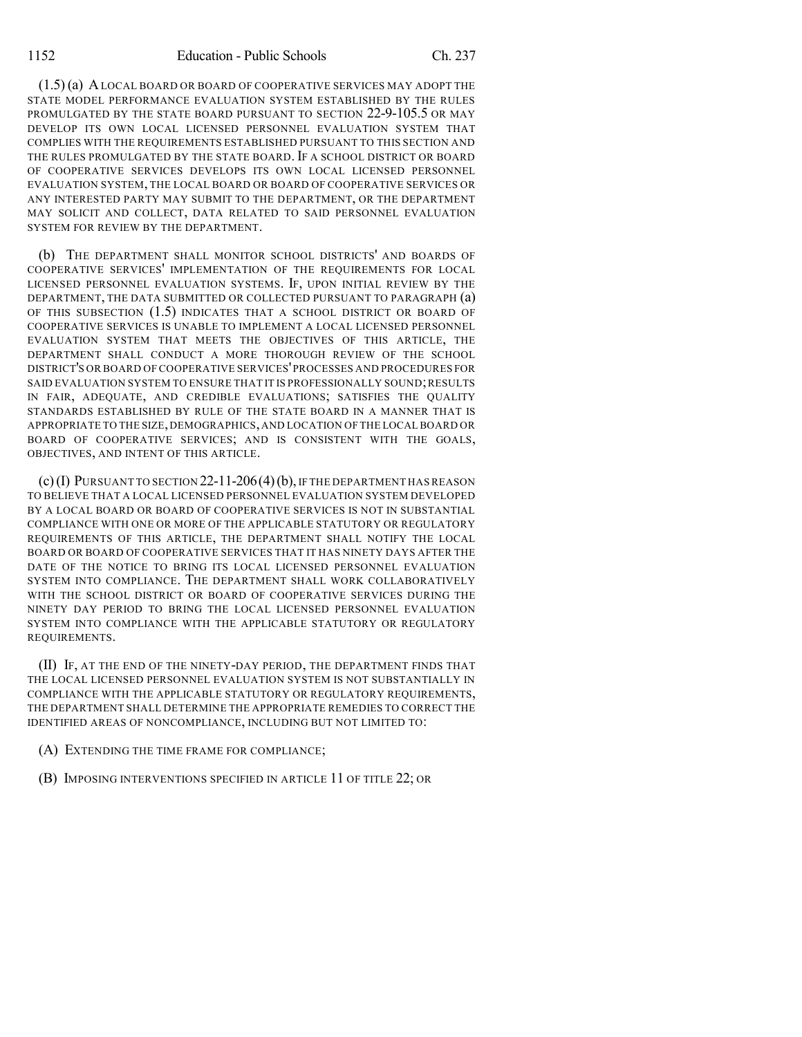(1.5) (a) A LOCAL BOARD OR BOARD OF COOPERATIVE SERVICES MAY ADOPT THE STATE MODEL PERFORMANCE EVALUATION SYSTEM ESTABLISHED BY THE RULES PROMULGATED BY THE STATE BOARD PURSUANT TO SECTION 22-9-105.5 OR MAY DEVELOP ITS OWN LOCAL LICENSED PERSONNEL EVALUATION SYSTEM THAT COMPLIES WITH THE REQUIREMENTS ESTABLISHED PURSUANT TO THIS SECTION AND THE RULES PROMULGATED BY THE STATE BOARD. IF A SCHOOL DISTRICT OR BOARD OF COOPERATIVE SERVICES DEVELOPS ITS OWN LOCAL LICENSED PERSONNEL EVALUATION SYSTEM, THE LOCAL BOARD OR BOARD OF COOPERATIVE SERVICES OR ANY INTERESTED PARTY MAY SUBMIT TO THE DEPARTMENT, OR THE DEPARTMENT MAY SOLICIT AND COLLECT, DATA RELATED TO SAID PERSONNEL EVALUATION SYSTEM FOR REVIEW BY THE DEPARTMENT.

(b) THE DEPARTMENT SHALL MONITOR SCHOOL DISTRICTS' AND BOARDS OF COOPERATIVE SERVICES' IMPLEMENTATION OF THE REQUIREMENTS FOR LOCAL LICENSED PERSONNEL EVALUATION SYSTEMS. IF, UPON INITIAL REVIEW BY THE DEPARTMENT, THE DATA SUBMITTED OR COLLECTED PURSUANT TO PARAGRAPH (a) OF THIS SUBSECTION (1.5) INDICATES THAT A SCHOOL DISTRICT OR BOARD OF COOPERATIVE SERVICES IS UNABLE TO IMPLEMENT A LOCAL LICENSED PERSONNEL EVALUATION SYSTEM THAT MEETS THE OBJECTIVES OF THIS ARTICLE, THE DEPARTMENT SHALL CONDUCT A MORE THOROUGH REVIEW OF THE SCHOOL DISTRICT'S OR BOARD OF COOPERATIVE SERVICES' PROCESSES AND PROCEDURES FOR SAID EVALUATION SYSTEM TO ENSURE THAT IT IS PROFESSIONALLY SOUND; RESULTS IN FAIR, ADEQUATE, AND CREDIBLE EVALUATIONS; SATISFIES THE QUALITY STANDARDS ESTABLISHED BY RULE OF THE STATE BOARD IN A MANNER THAT IS APPROPRIATE TO THE SIZE, DEMOGRAPHICS, AND LOCATION OF THE LOCAL BOARD OR BOARD OF COOPERATIVE SERVICES; AND IS CONSISTENT WITH THE GOALS, OBJECTIVES, AND INTENT OF THIS ARTICLE.

(c) (I) PURSUANT TO SECTION 22-11-206 (4) (b), IF THE DEPARTMENT HAS REASON TO BELIEVE THAT A LOCAL LICENSED PERSONNEL EVALUATION SYSTEM DEVELOPED BY A LOCAL BOARD OR BOARD OF COOPERATIVE SERVICES IS NOT IN SUBSTANTIAL COMPLIANCE WITH ONE OR MORE OF THE APPLICABLE STATUTORY OR REGULATORY REQUIREMENTS OF THIS ARTICLE, THE DEPARTMENT SHALL NOTIFY THE LOCAL BOARD OR BOARD OF COOPERATIVE SERVICES THAT IT HAS NINETY DAYS AFTER THE DATE OF THE NOTICE TO BRING ITS LOCAL LICENSED PERSONNEL EVALUATION SYSTEM INTO COMPLIANCE. THE DEPARTMENT SHALL WORK COLLABORATIVELY WITH THE SCHOOL DISTRICT OR BOARD OF COOPERATIVE SERVICES DURING THE NINETY DAY PERIOD TO BRING THE LOCAL LICENSED PERSONNEL EVALUATION SYSTEM INTO COMPLIANCE WITH THE APPLICABLE STATUTORY OR REGULATORY REQUIREMENTS.

(II) IF, AT THE END OF THE NINETY-DAY PERIOD, THE DEPARTMENT FINDS THAT THE LOCAL LICENSED PERSONNEL EVALUATION SYSTEM IS NOT SUBSTANTIALLY IN COMPLIANCE WITH THE APPLICABLE STATUTORY OR REGULATORY REQUIREMENTS, THE DEPARTMENT SHALL DETERMINE THE APPROPRIATE REMEDIES TO CORRECT THE IDENTIFIED AREAS OF NONCOMPLIANCE, INCLUDING BUT NOT LIMITED TO:

(A) EXTENDING THE TIME FRAME FOR COMPLIANCE;

(B) IMPOSING INTERVENTIONS SPECIFIED IN ARTICLE 11 OF TITLE 22; OR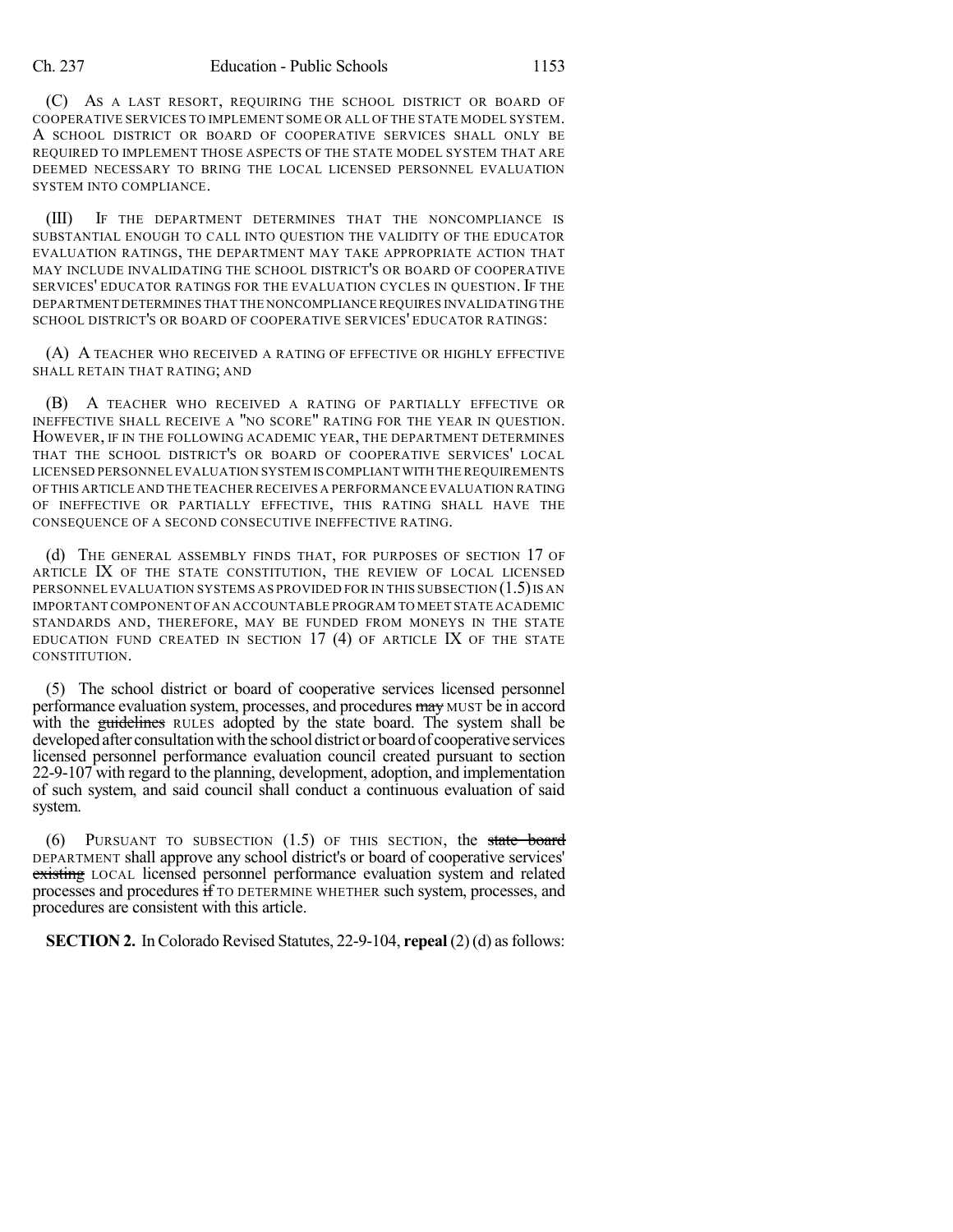(C) AS A LAST RESORT, REQUIRING THE SCHOOL DISTRICT OR BOARD OF COOPERATIVE SERVICES TO IMPLEMENT SOME OR ALL OF THE STATE MODEL SYSTEM. A SCHOOL DISTRICT OR BOARD OF COOPERATIVE SERVICES SHALL ONLY BE REQUIRED TO IMPLEMENT THOSE ASPECTS OF THE STATE MODEL SYSTEM THAT ARE DEEMED NECESSARY TO BRING THE LOCAL LICENSED PERSONNEL EVALUATION SYSTEM INTO COMPLIANCE.

(III) IF THE DEPARTMENT DETERMINES THAT THE NONCOMPLIANCE IS SUBSTANTIAL ENOUGH TO CALL INTO QUESTION THE VALIDITY OF THE EDUCATOR EVALUATION RATINGS, THE DEPARTMENT MAY TAKE APPROPRIATE ACTION THAT MAY INCLUDE INVALIDATING THE SCHOOL DISTRICT'S OR BOARD OF COOPERATIVE SERVICES' EDUCATOR RATINGS FOR THE EVALUATION CYCLES IN QUESTION. IF THE DEPARTMENT DETERMINES THAT THE NONCOMPLIANCE REQUIRES INVALIDATING THE SCHOOL DISTRICT'S OR BOARD OF COOPERATIVE SERVICES' EDUCATOR RATINGS:

(A) A TEACHER WHO RECEIVED A RATING OF EFFECTIVE OR HIGHLY EFFECTIVE SHALL RETAIN THAT RATING; AND

(B) A TEACHER WHO RECEIVED A RATING OF PARTIALLY EFFECTIVE OR INEFFECTIVE SHALL RECEIVE A "NO SCORE" RATING FOR THE YEAR IN QUESTION. HOWEVER, IF IN THE FOLLOWING ACADEMIC YEAR, THE DEPARTMENT DETERMINES THAT THE SCHOOL DISTRICT'S OR BOARD OF COOPERATIVE SERVICES' LOCAL LICENSED PERSONNEL EVALUATION SYSTEM IS COMPLIANT WITH THE REQUIREMENTS OF THIS ARTICLE AND THE TEACHER RECEIVES A PERFORMANCE EVALUATION RATING OF INEFFECTIVE OR PARTIALLY EFFECTIVE, THIS RATING SHALL HAVE THE CONSEQUENCE OF A SECOND CONSECUTIVE INEFFECTIVE RATING.

(d) THE GENERAL ASSEMBLY FINDS THAT, FOR PURPOSES OF SECTION 17 OF ARTICLE IX OF THE STATE CONSTITUTION, THE REVIEW OF LOCAL LICENSED PERSONNEL EVALUATION SYSTEMS AS PROVIDED FOR IN THIS SUBSECTION (1.5) IS AN IMPORTANT COMPONENT OF AN ACCOUNTABLE PROGRAM TO MEET STATE ACADEMIC STANDARDS AND, THEREFORE, MAY BE FUNDED FROM MONEYS IN THE STATE EDUCATION FUND CREATED IN SECTION 17 (4) OF ARTICLE IX OF THE STATE CONSTITUTION.

(5) The school district or board of cooperative services licensed personnel performance evaluation system, processes, and procedures ~~may~~ MUST be in accord with the ~~guidelines~~ RULES adopted by the state board. The system shall be developed after consultation with the school district or board of cooperative services licensed personnel performance evaluation council created pursuant to section 22-9-107 with regard to the planning, development, adoption, and implementation of such system, and said council shall conduct a continuous evaluation of said system.

(6) PURSUANT TO SUBSECTION (1.5) OF THIS SECTION, the ~~state board~~ DEPARTMENT shall approve any school district's or board of cooperative services' ~~existing~~ LOCAL licensed personnel performance evaluation system and related processes and procedures ~~if~~ TO DETERMINE WHETHER such system, processes, and procedures are consistent with this article.

**SECTION 2.** In Colorado Revised Statutes, 22-9-104, **repeal** (2) (d) as follows: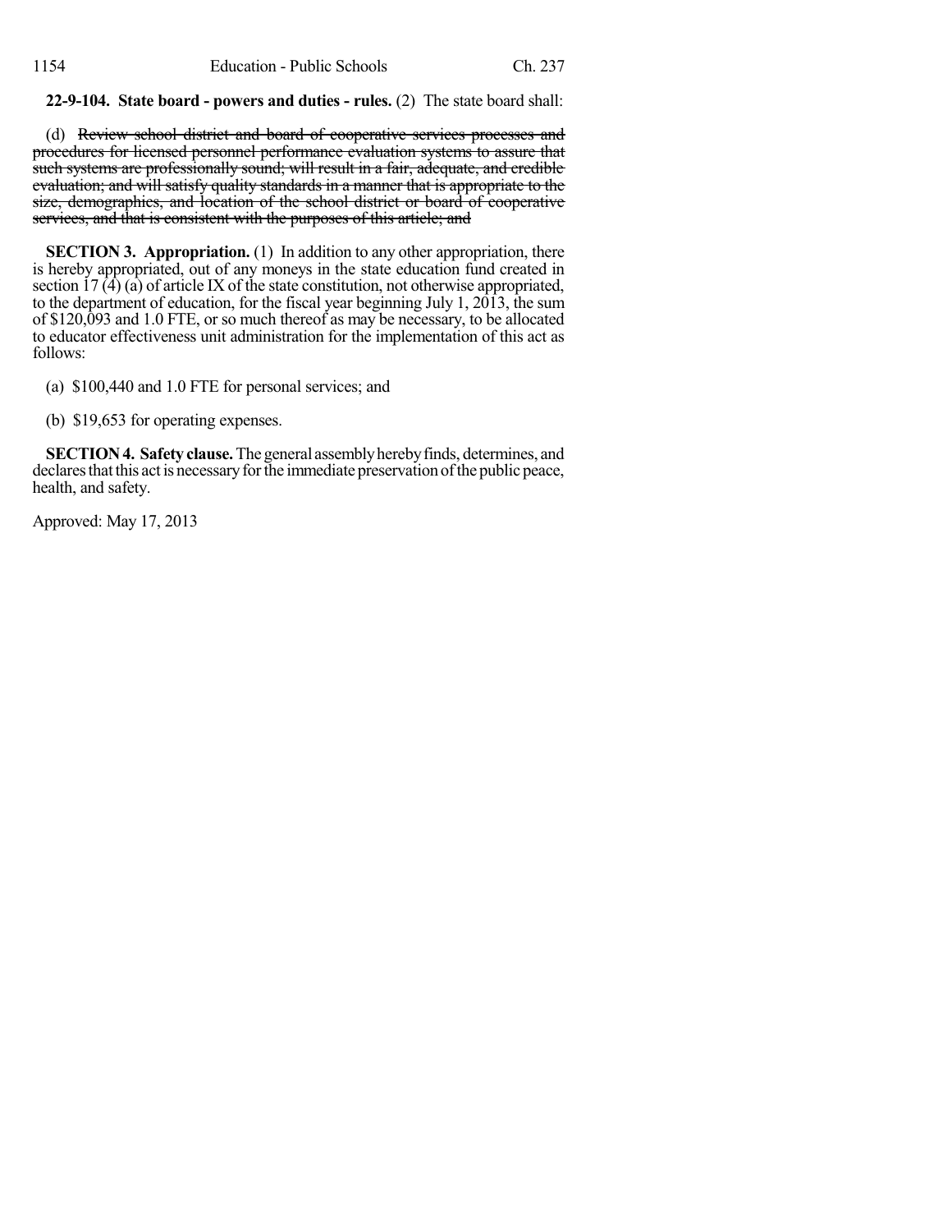**22-9-104. State board - powers and duties - rules.** (2) The state board shall:

(d) ~~Review school district and board of cooperative services processes and procedures for licensed personnel performance evaluation systems to assure that such systems are professionally sound; will result in a fair, adequate, and credible evaluation; and will satisfy quality standards in a manner that is appropriate to the size, demographics, and location of the school district or board of cooperative services, and that is consistent with the purposes of this article; and~~

**SECTION 3. Appropriation.** (1) In addition to any other appropriation, there is hereby appropriated, out of any moneys in the state education fund created in section 17 (4) (a) of article IX of the state constitution, not otherwise appropriated, to the department of education, for the fiscal year beginning July 1, 2013, the sum of $120,093 and 1.0 FTE, or so much thereof as may be necessary, to be allocated to educator effectiveness unit administration for the implementation of this act as follows:

(a) $100,440 and 1.0 FTE for personal services; and

(b) $19,653 for operating expenses.

**SECTION 4. Safety clause.** The general assembly hereby finds, determines, and declares that this act is necessary for the immediate preservation of the public peace, health, and safety.

Approved: May 17, 2013